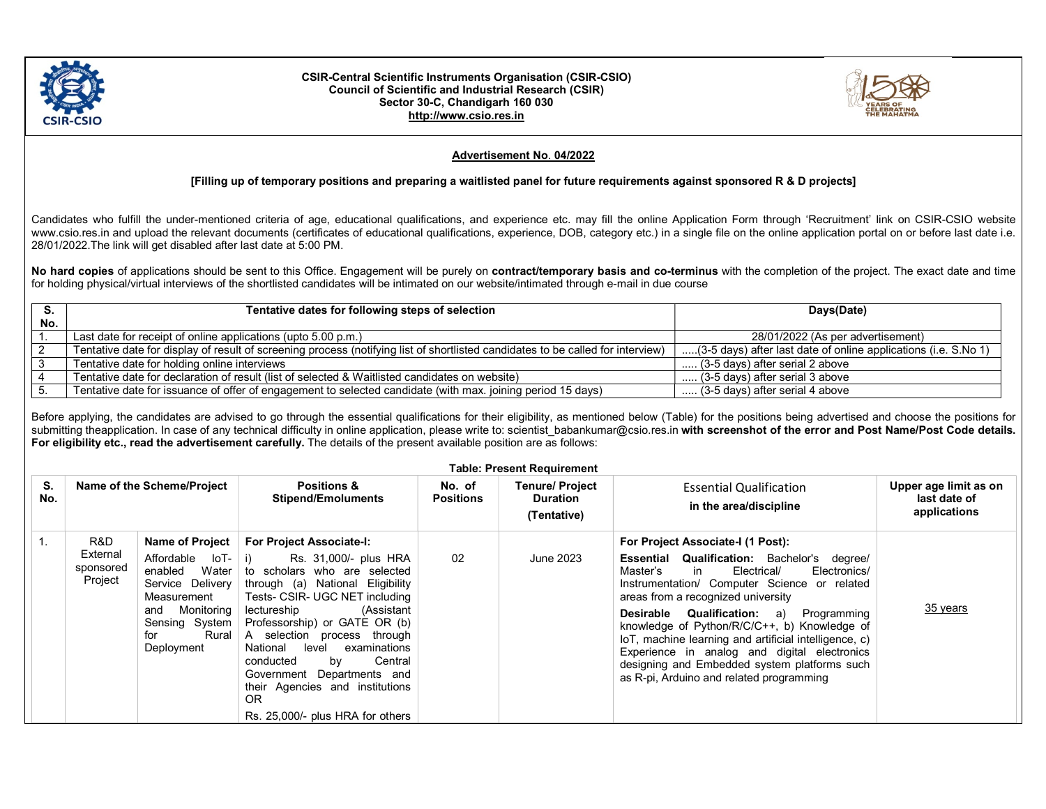**CSIR-Central Scientific Instruments Organisation (CSIR-CSIO)**
**Council of Scientific and Industrial Research (CSIR)**
**Sector 30-C, Chandigarh 160 030**
**http://www.csio.res.in**

## Advertisement No. 04/2022

**[Filling up of temporary positions and preparing a waitlisted panel for future requirements against sponsored R & D projects]**

Candidates who fulfill the under-mentioned criteria of age, educational qualifications, and experience etc. may fill the online Application Form through 'Recruitment' link on CSIR-CSIO website www.csio.res.in and upload the relevant documents (certificates of educational qualifications, experience, DOB, category etc.) in a single file on the online application portal on or before last date i.e. 28/01/2022.The link will get disabled after last date at 5:00 PM.

**No hard copies** of applications should be sent to this Office. Engagement will be purely on **contract/temporary basis and co-terminus** with the completion of the project. The exact date and time for holding physical/virtual interviews of the shortlisted candidates will be intimated on our website/intimated through e-mail in due course

| S. No. | Tentative dates for following steps of selection | Days(Date) |
|---|---|---|
| 1. | Last date for receipt of online applications (upto 5.00 p.m.) | 28/01/2022 (As per advertisement) |
| 2 | Tentative date for display of result of screening process (notifying list of shortlisted candidates to be called for interview) | .....(3-5 days) after last date of online applications (i.e. S.No 1) |
| 3 | Tentative date for holding online interviews | ..... (3-5 days) after serial 2 above |
| 4 | Tentative date for declaration of result (list of selected & Waitlisted candidates on website) | ..... (3-5 days) after serial 3 above |
| 5. | Tentative date for issuance of offer of engagement to selected candidate (with max. joining period 15 days) | ..... (3-5 days) after serial 4 above |

Before applying, the candidates are advised to go through the essential qualifications for their eligibility, as mentioned below (Table) for the positions being advertised and choose the positions for submitting theapplication. In case of any technical difficulty in online application, please write to: scientist_babankumar@csio.res.in **with screenshot of the error and Post Name/Post Code details. For eligibility etc., read the advertisement carefully.** The details of the present available position are as follows:

**Table: Present Requirement**

| S. No. | Name of the Scheme/Project | | Positions & Stipend/Emoluments | No. of Positions | Tenure/ Project Duration (Tentative) | Essential Qualification in the area/discipline | Upper age limit as on last date of applications |
|---|---|---|---|---|---|---|---|
| 1. | R&D External sponsored Project | **Name of Project** Affordable IoT-enabled Water Service Delivery Measurement and Monitoring Sensing System for Rural Deployment | **For Project Associate-I:** i) Rs. 31,000/- plus HRA to scholars who are selected through (a) National Eligibility Tests- CSIR- UGC NET including lectureship (Assistant Professorship) or GATE OR (b) A selection process through National level examinations conducted by Central Government Departments and their Agencies and institutions OR Rs. 25,000/- plus HRA for others | 02 | June 2023 | **For Project Associate-I (1 Post):** **Essential Qualification:** Bachelor's degree/ Master's in Electrical/ Electronics/ Instrumentation/ Computer Science or related areas from a recognized university **Desirable Qualification:** a) Programming knowledge of Python/R/C/C++, b) Knowledge of IoT, machine learning and artificial intelligence, c) Experience in analog and digital electronics designing and Embedded system platforms such as R-pi, Arduino and related programming | 35 years |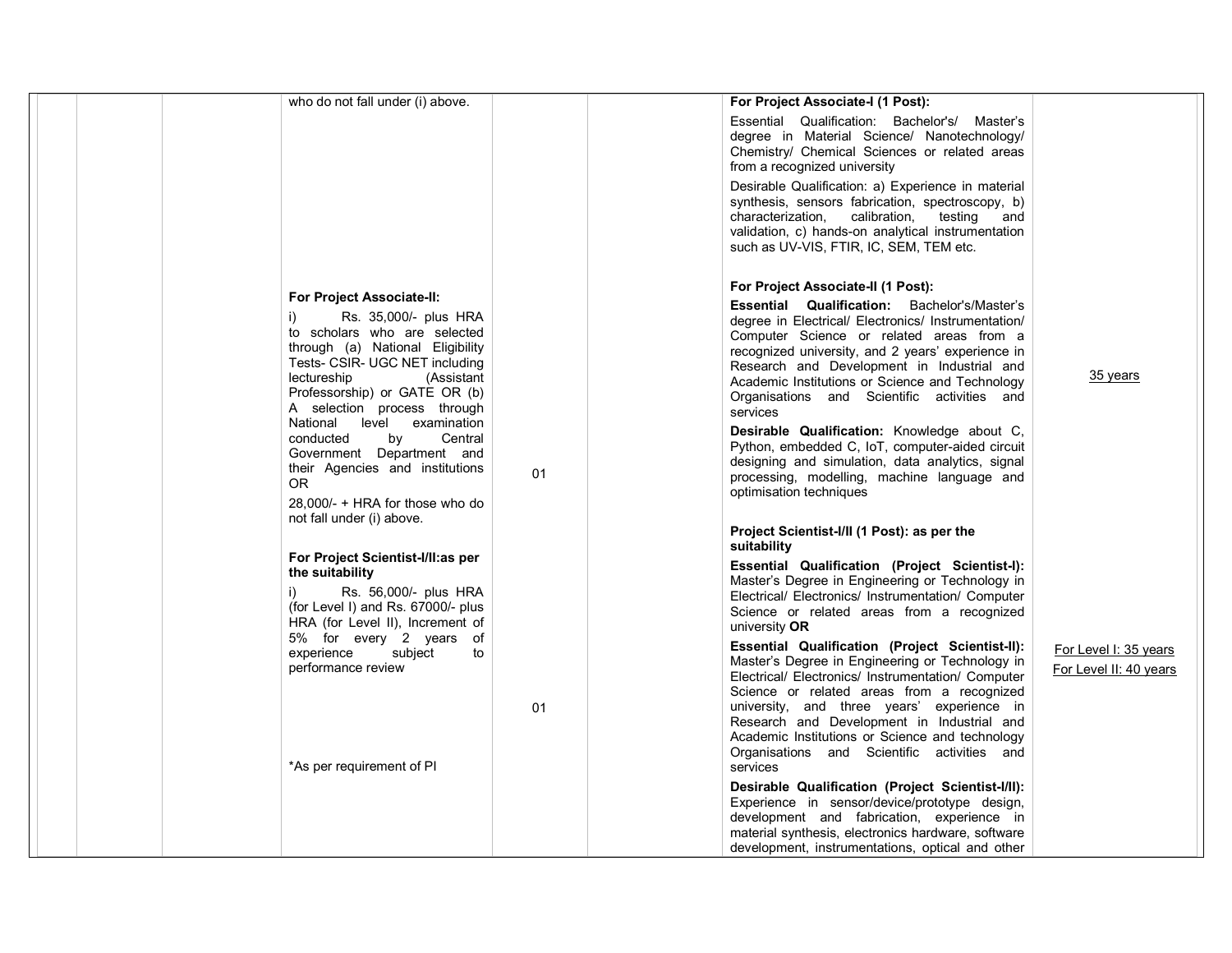| | | | | | | | |
|---|---|---|---|---|---|---|---|
| | | | who do not fall under (i) above. | | | **For Project Associate-I (1 Post):**<br><br>Essential Qualification: Bachelor's/ Master's degree in Material Science/ Nanotechnology/ Chemistry/ Chemical Sciences or related areas from a recognized university<br><br>Desirable Qualification: a) Experience in material synthesis, sensors fabrication, spectroscopy, b) characterization, calibration, testing and validation, c) hands-on analytical instrumentation such as UV-VIS, FTIR, IC, SEM, TEM etc. | |
| | | | **For Project Associate-II:**<br><br>i) Rs. 35,000/- plus HRA to scholars who are selected through (a) National Eligibility Tests- CSIR- UGC NET including lectureship (Assistant Professorship) or GATE OR (b) A selection process through National level examination conducted by Central Government Department and their Agencies and institutions OR<br><br>28,000/- + HRA for those who do not fall under (i) above. | 01 | | **For Project Associate-II (1 Post):**<br><br>**Essential Qualification:** Bachelor's/Master's degree in Electrical/ Electronics/ Instrumentation/ Computer Science or related areas from a recognized university, and 2 years' experience in Research and Development in Industrial and Academic Institutions or Science and Technology Organisations and Scientific activities and services<br><br>**Desirable Qualification:** Knowledge about C, Python, embedded C, IoT, computer-aided circuit designing and simulation, data analytics, signal processing, modelling, machine language and optimisation techniques | 35 years |
| | | | **For Project Scientist-I/II:as per the suitability**<br><br>i) Rs. 56,000/- plus HRA (for Level I) and Rs. 67000/- plus HRA (for Level II), Increment of 5% for every 2 years of experience subject to performance review<br><br>*As per requirement of PI | 01 | | **Project Scientist-I/II (1 Post): as per the suitability**<br><br>**Essential Qualification (Project Scientist-I):** Master's Degree in Engineering or Technology in Electrical/ Electronics/ Instrumentation/ Computer Science or related areas from a recognized university **OR**<br><br>**Essential Qualification (Project Scientist-II):** Master's Degree in Engineering or Technology in Electrical/ Electronics/ Instrumentation/ Computer Science or related areas from a recognized university, and three years' experience in Research and Development in Industrial and Academic Institutions or Science and technology Organisations and Scientific activities and services<br><br>**Desirable Qualification (Project Scientist-I/II):** Experience in sensor/device/prototype design, development and fabrication, experience in material synthesis, electronics hardware, software development, instrumentations, optical and other | For Level I: 35 years<br>For Level II: 40 years |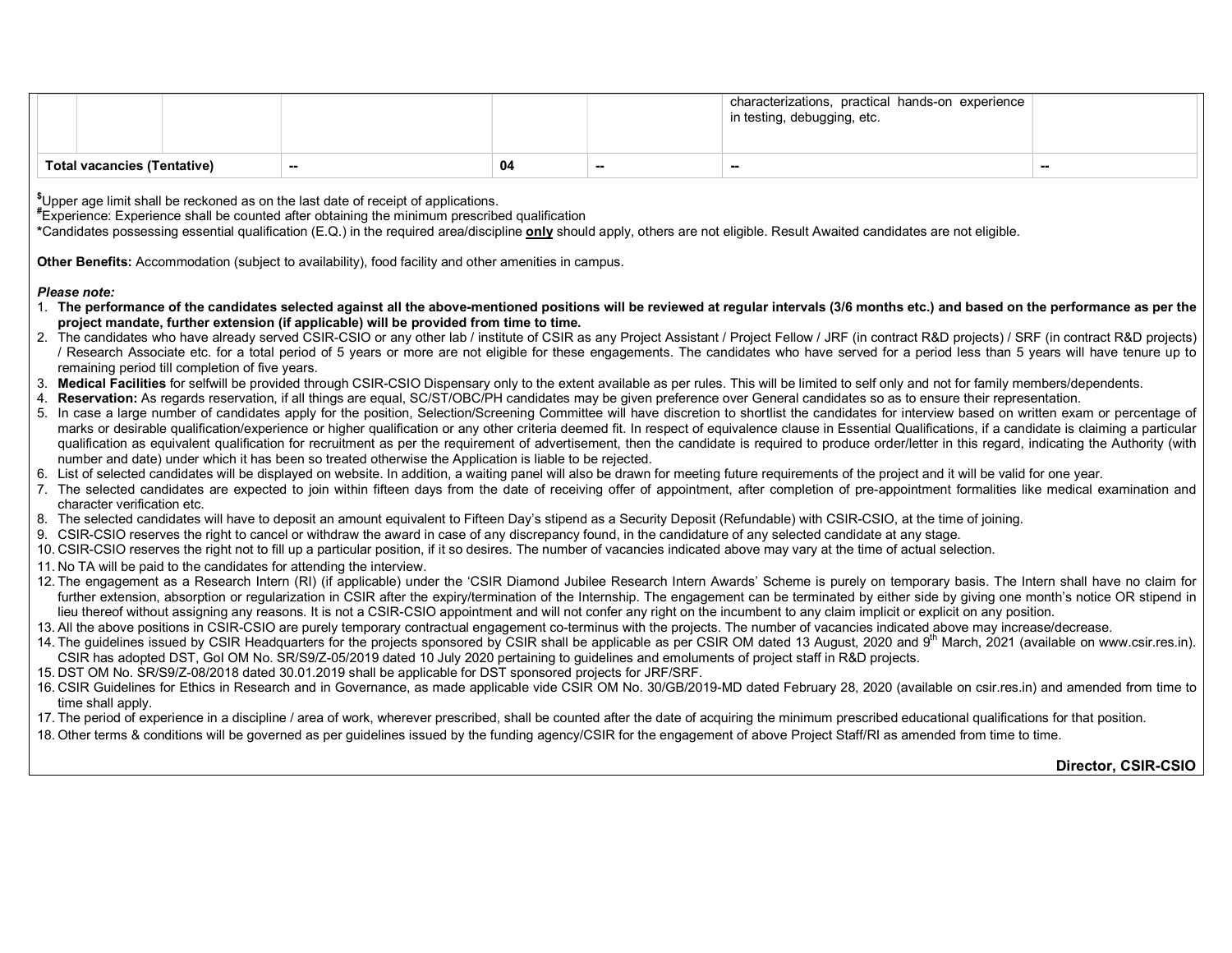| | | | | | | | |
|---|---|---|---|---|---|---|---|
| | | | | | | characterizations, practical hands-on experience in testing, debugging, etc. | |
| **Total vacancies (Tentative)** | | | -- | 04 | -- | -- | -- |

$ Upper age limit shall be reckoned as on the last date of receipt of applications.
# Experience: Experience shall be counted after obtaining the minimum prescribed qualification
*Candidates possessing essential qualification (E.Q.) in the required area/discipline **only** should apply, others are not eligible. Result Awaited candidates are not eligible.

**Other Benefits:** Accommodation (subject to availability), food facility and other amenities in campus.

***Please note:***

1. **The performance of the candidates selected against all the above-mentioned positions will be reviewed at regular intervals (3/6 months etc.) and based on the performance as per the project mandate, further extension (if applicable) will be provided from time to time.**
2. The candidates who have already served CSIR-CSIO or any other lab / institute of CSIR as any Project Assistant / Project Fellow / JRF (in contract R&D projects) / SRF (in contract R&D projects) / Research Associate etc. for a total period of 5 years or more are not eligible for these engagements. The candidates who have served for a period less than 5 years will have tenure up to remaining period till completion of five years.
3. **Medical Facilities** for selfwill be provided through CSIR-CSIO Dispensary only to the extent available as per rules. This will be limited to self only and not for family members/dependents.
4. **Reservation:** As regards reservation, if all things are equal, SC/ST/OBC/PH candidates may be given preference over General candidates so as to ensure their representation.
5. In case a large number of candidates apply for the position, Selection/Screening Committee will have discretion to shortlist the candidates for interview based on written exam or percentage of marks or desirable qualification/experience or higher qualification or any other criteria deemed fit. In respect of equivalence clause in Essential Qualifications, if a candidate is claiming a particular qualification as equivalent qualification for recruitment as per the requirement of advertisement, then the candidate is required to produce order/letter in this regard, indicating the Authority (with number and date) under which it has been so treated otherwise the Application is liable to be rejected.
6. List of selected candidates will be displayed on website. In addition, a waiting panel will also be drawn for meeting future requirements of the project and it will be valid for one year.
7. The selected candidates are expected to join within fifteen days from the date of receiving offer of appointment, after completion of pre-appointment formalities like medical examination and character verification etc.
8. The selected candidates will have to deposit an amount equivalent to Fifteen Day's stipend as a Security Deposit (Refundable) with CSIR-CSIO, at the time of joining.
9. CSIR-CSIO reserves the right to cancel or withdraw the award in case of any discrepancy found, in the candidature of any selected candidate at any stage.
10. CSIR-CSIO reserves the right not to fill up a particular position, if it so desires. The number of vacancies indicated above may vary at the time of actual selection.
11. No TA will be paid to the candidates for attending the interview.
12. The engagement as a Research Intern (RI) (if applicable) under the 'CSIR Diamond Jubilee Research Intern Awards' Scheme is purely on temporary basis. The Intern shall have no claim for further extension, absorption or regularization in CSIR after the expiry/termination of the Internship. The engagement can be terminated by either side by giving one month's notice OR stipend in lieu thereof without assigning any reasons. It is not a CSIR-CSIO appointment and will not confer any right on the incumbent to any claim implicit or explicit on any position.
13. All the above positions in CSIR-CSIO are purely temporary contractual engagement co-terminus with the projects. The number of vacancies indicated above may increase/decrease.
14. The guidelines issued by CSIR Headquarters for the projects sponsored by CSIR shall be applicable as per CSIR OM dated 13 August, 2020 and 9th March, 2021 (available on www.csir.res.in). CSIR has adopted DST, GoI OM No. SR/S9/Z-05/2019 dated 10 July 2020 pertaining to guidelines and emoluments of project staff in R&D projects.
15. DST OM No. SR/S9/Z-08/2018 dated 30.01.2019 shall be applicable for DST sponsored projects for JRF/SRF.
16. CSIR Guidelines for Ethics in Research and in Governance, as made applicable vide CSIR OM No. 30/GB/2019-MD dated February 28, 2020 (available on csir.res.in) and amended from time to time shall apply.
17. The period of experience in a discipline / area of work, wherever prescribed, shall be counted after the date of acquiring the minimum prescribed educational qualifications for that position.
18. Other terms & conditions will be governed as per guidelines issued by the funding agency/CSIR for the engagement of above Project Staff/RI as amended from time to time.

**Director, CSIR-CSIO**